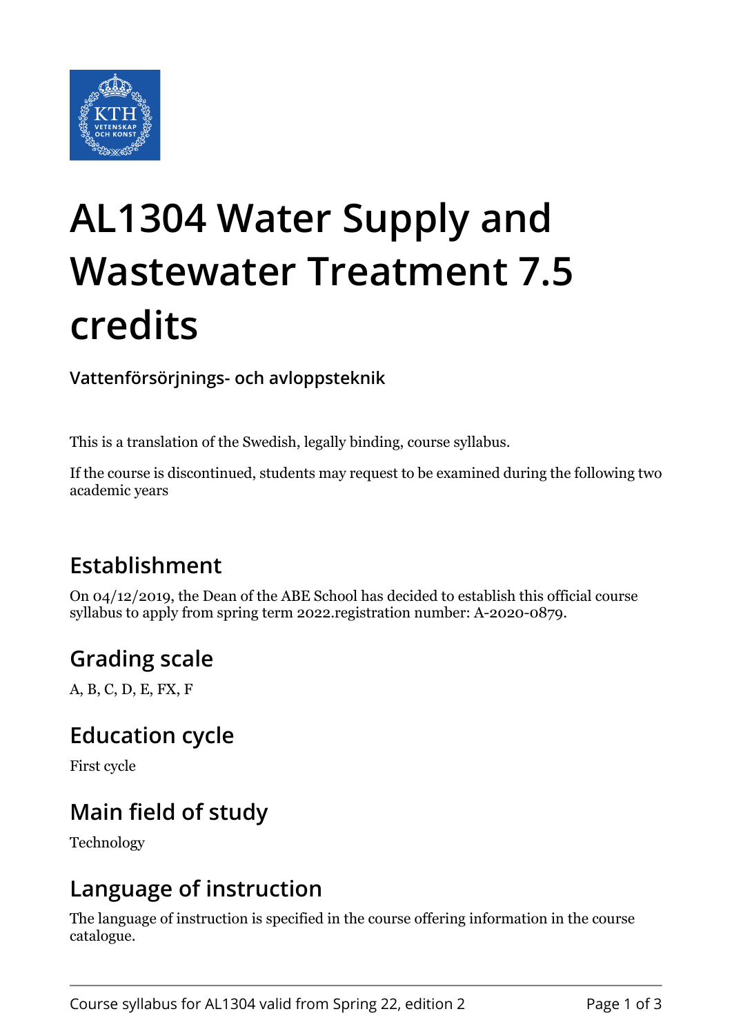# AL1304 Water Supply and Wastewater Treatment 7.5 credits

**Vattenförsörjnings- och avloppsteknik**

This is a translation of the Swedish, legally binding, course syllabus.

If the course is discontinued, students may request to be examined during the following two academic years

## Establishment

On 04/12/2019, the Dean of the ABE School has decided to establish this official course syllabus to apply from spring term 2022.registration number: A-2020-0879.

## Grading scale

A, B, C, D, E, FX, F

## Education cycle

First cycle

## Main field of study

Technology

## Language of instruction

The language of instruction is specified in the course offering information in the course catalogue.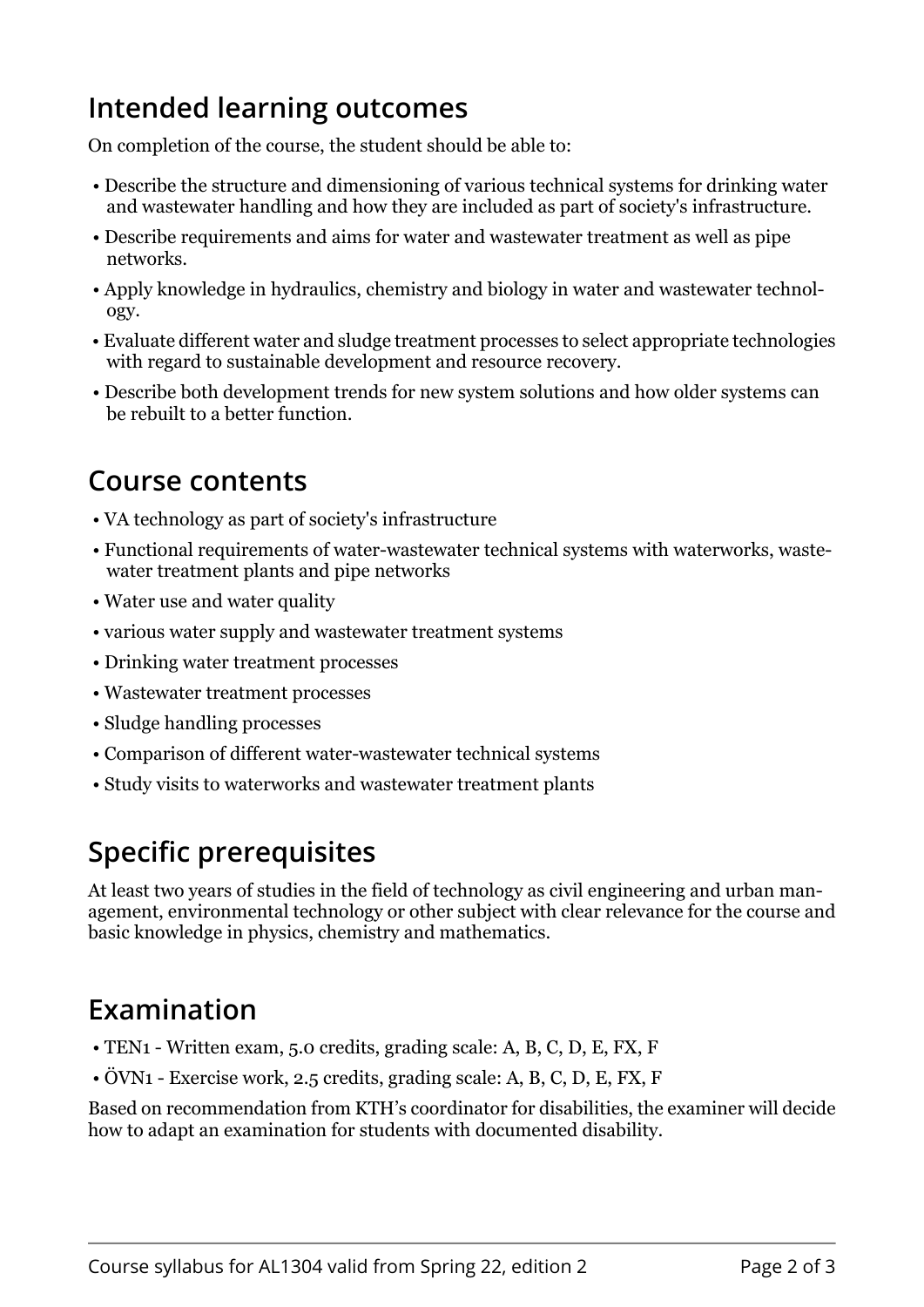## Intended learning outcomes

On completion of the course, the student should be able to:

- Describe the structure and dimensioning of various technical systems for drinking water and wastewater handling and how they are included as part of society's infrastructure.
- Describe requirements and aims for water and wastewater treatment as well as pipe networks.
- Apply knowledge in hydraulics, chemistry and biology in water and wastewater technology.
- Evaluate different water and sludge treatment processes to select appropriate technologies with regard to sustainable development and resource recovery.
- Describe both development trends for new system solutions and how older systems can be rebuilt to a better function.

## Course contents

- VA technology as part of society's infrastructure
- Functional requirements of water-wastewater technical systems with waterworks, wastewater treatment plants and pipe networks
- Water use and water quality
- various water supply and wastewater treatment systems
- Drinking water treatment processes
- Wastewater treatment processes
- Sludge handling processes
- Comparison of different water-wastewater technical systems
- Study visits to waterworks and wastewater treatment plants

## Specific prerequisites

At least two years of studies in the field of technology as civil engineering and urban management, environmental technology or other subject with clear relevance for the course and basic knowledge in physics, chemistry and mathematics.

## Examination

- TEN1 - Written exam, 5.0 credits, grading scale: A, B, C, D, E, FX, F
- ÖVN1 - Exercise work, 2.5 credits, grading scale: A, B, C, D, E, FX, F

Based on recommendation from KTH's coordinator for disabilities, the examiner will decide how to adapt an examination for students with documented disability.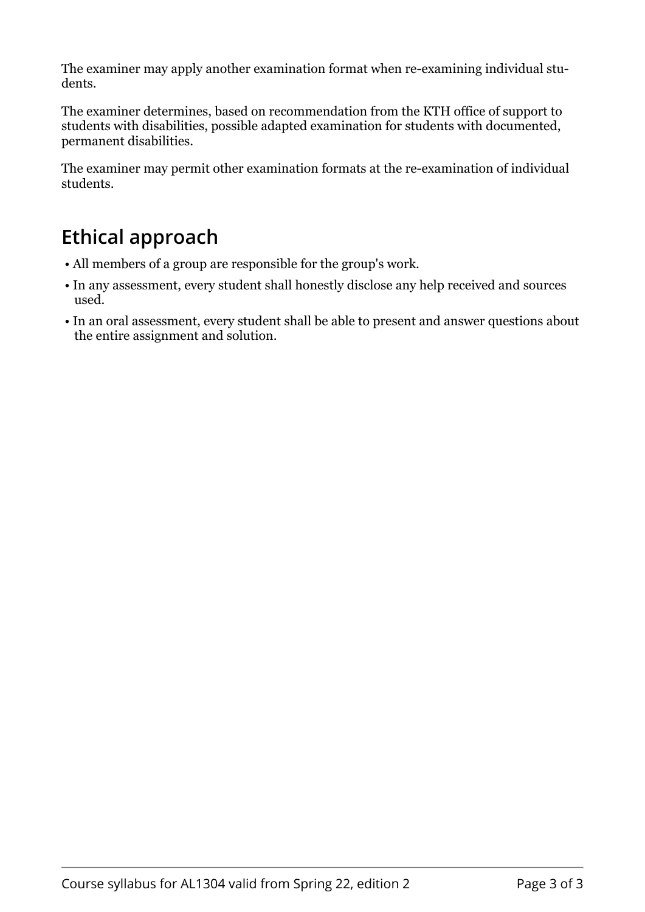The examiner may apply another examination format when re-examining individual students.

The examiner determines, based on recommendation from the KTH office of support to students with disabilities, possible adapted examination for students with documented, permanent disabilities.

The examiner may permit other examination formats at the re-examination of individual students.

## Ethical approach

- All members of a group are responsible for the group's work.
- In any assessment, every student shall honestly disclose any help received and sources used.
- In an oral assessment, every student shall be able to present and answer questions about the entire assignment and solution.